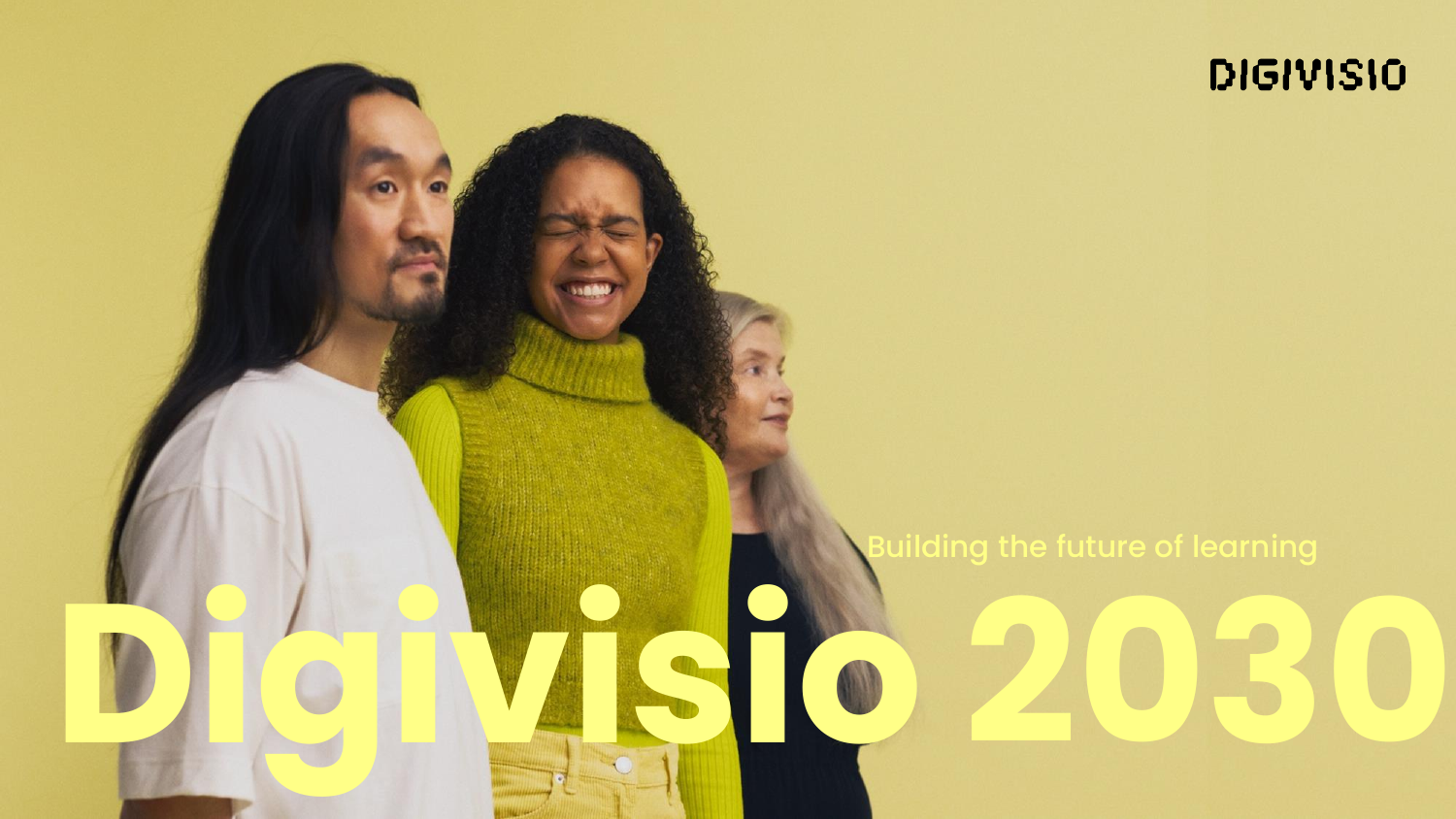DIGIVISIO

# Digivisio 2030

Building the future of learning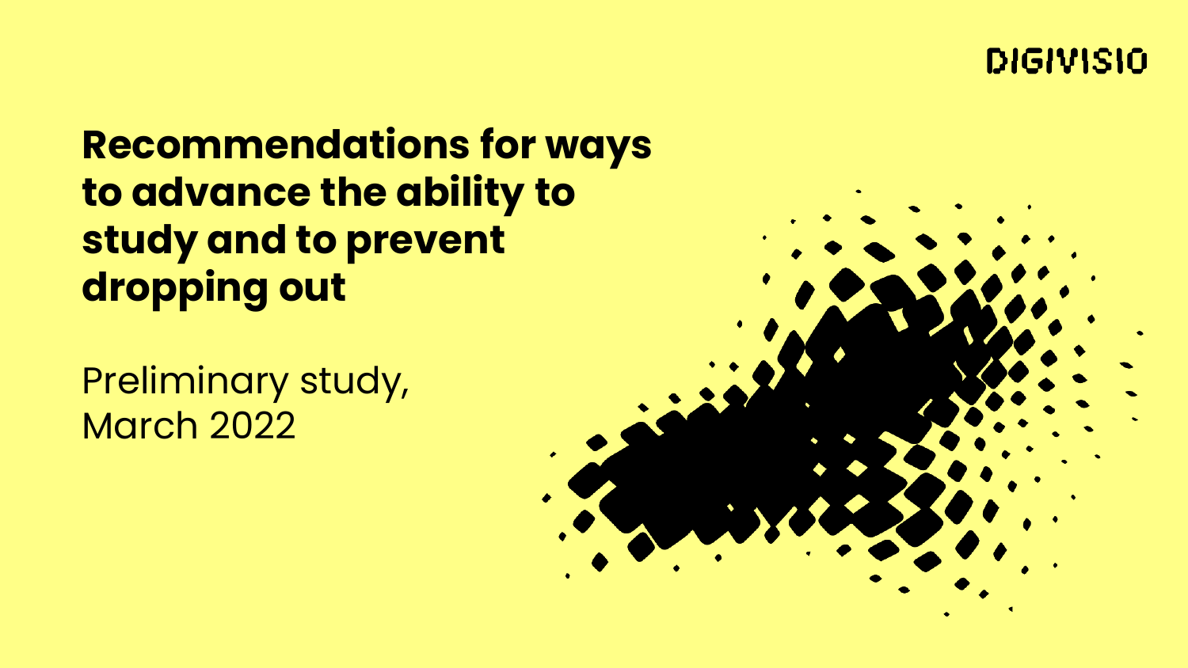DIGIVISIO

# Recommendations for ways to advance the ability to study and to prevent dropping out

Preliminary study,
March 2022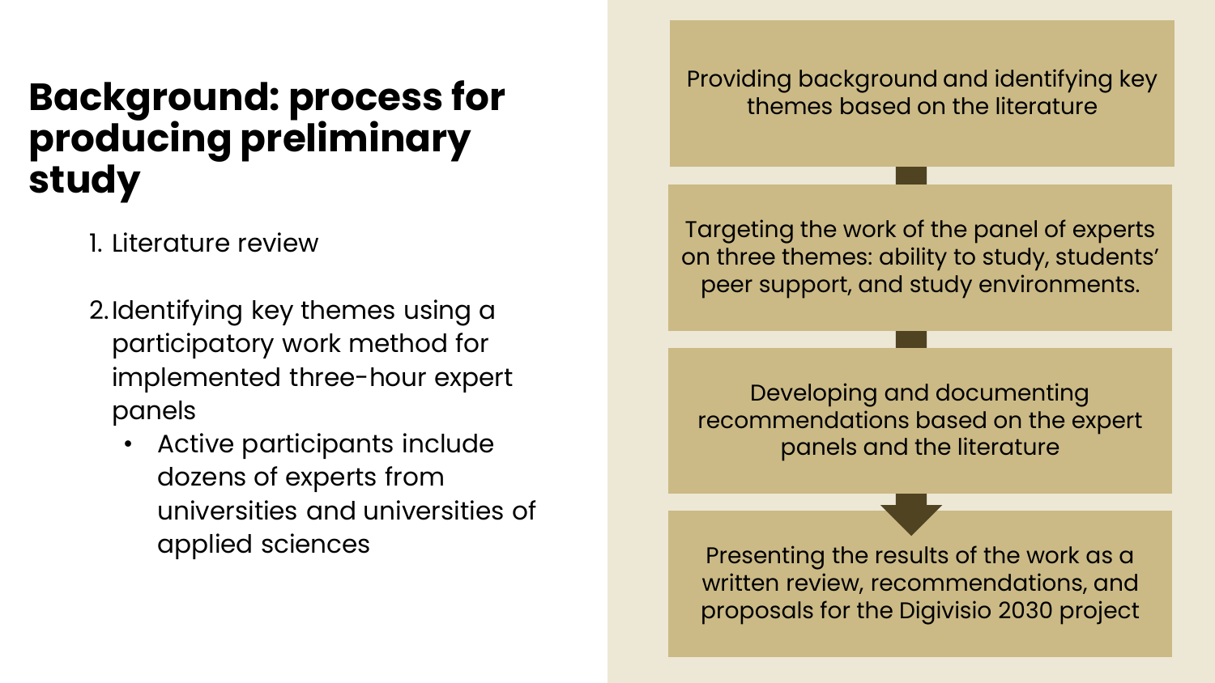# Background: process for producing preliminary study

1. Literature review

2. Identifying key themes using a participatory work method for implemented three-hour expert panels
   - Active participants include dozens of experts from universities and universities of applied sciences

Providing background and identifying key themes based on the literature

Targeting the work of the panel of experts on three themes: ability to study, students' peer support, and study environments.

Developing and documenting recommendations based on the expert panels and the literature

Presenting the results of the work as a written review, recommendations, and proposals for the Digivisio 2030 project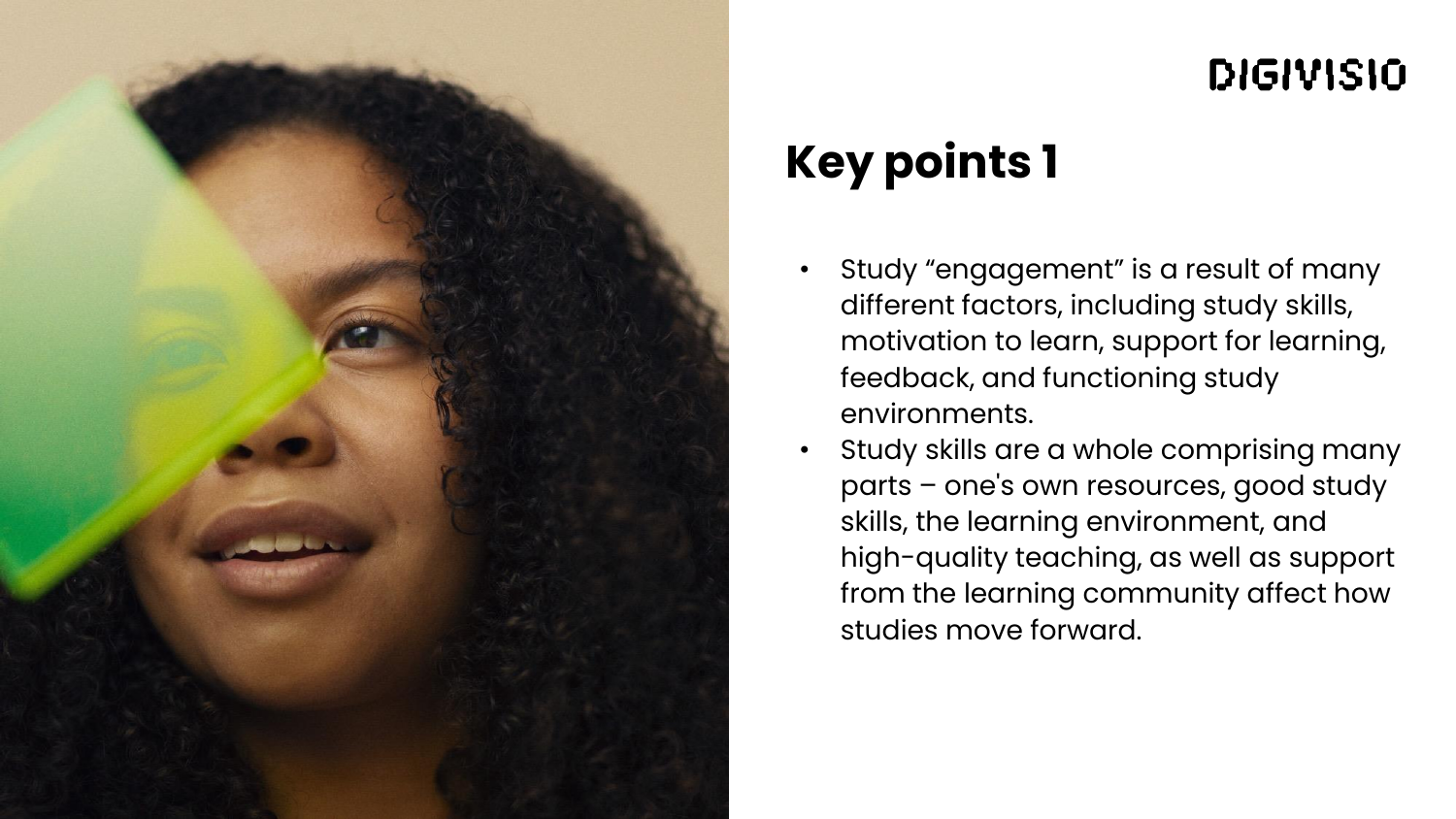DIGIVISIO

# Key points 1

- Study "engagement" is a result of many different factors, including study skills, motivation to learn, support for learning, feedback, and functioning study environments.
- Study skills are a whole comprising many parts – one's own resources, good study skills, the learning environment, and high-quality teaching, as well as support from the learning community affect how studies move forward.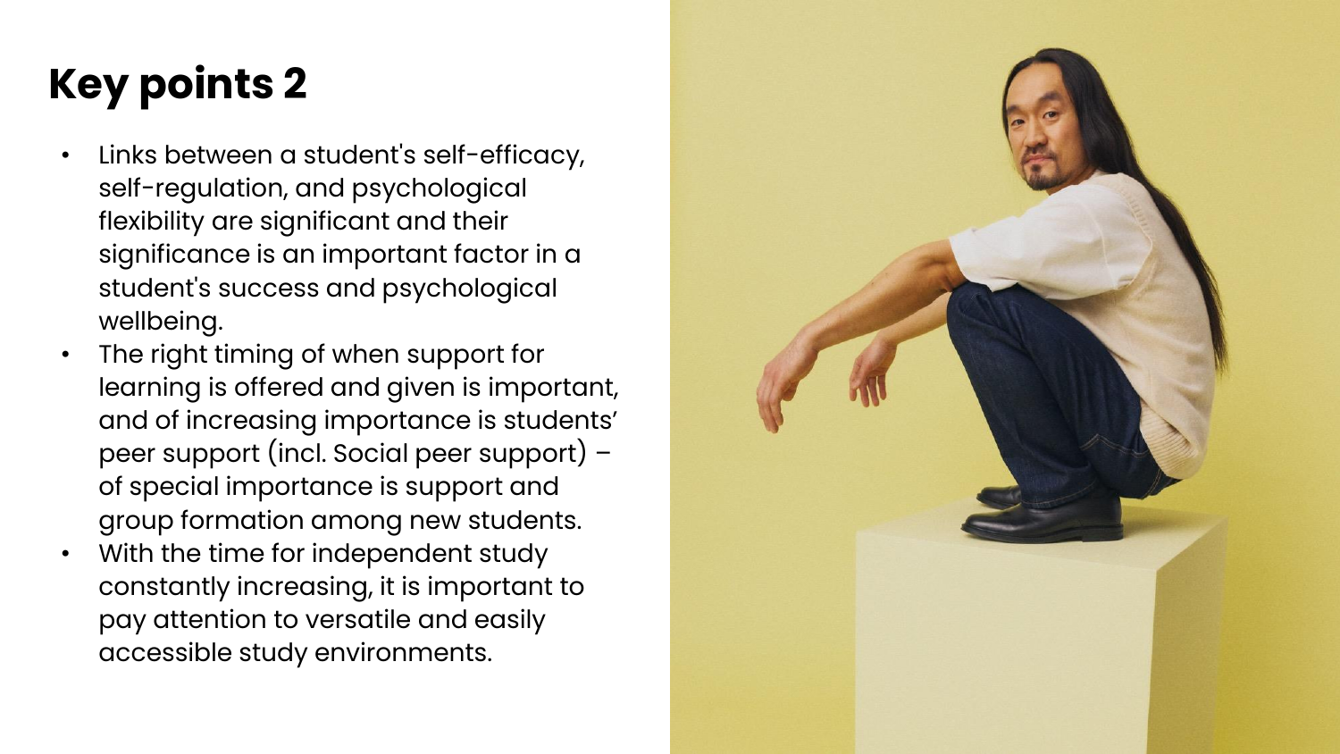# Key points 2

- Links between a student's self-efficacy, self-regulation, and psychological flexibility are significant and their significance is an important factor in a student's success and psychological wellbeing.
- The right timing of when support for learning is offered and given is important, and of increasing importance is students' peer support (incl. Social peer support) – of special importance is support and group formation among new students.
- With the time for independent study constantly increasing, it is important to pay attention to versatile and easily accessible study environments.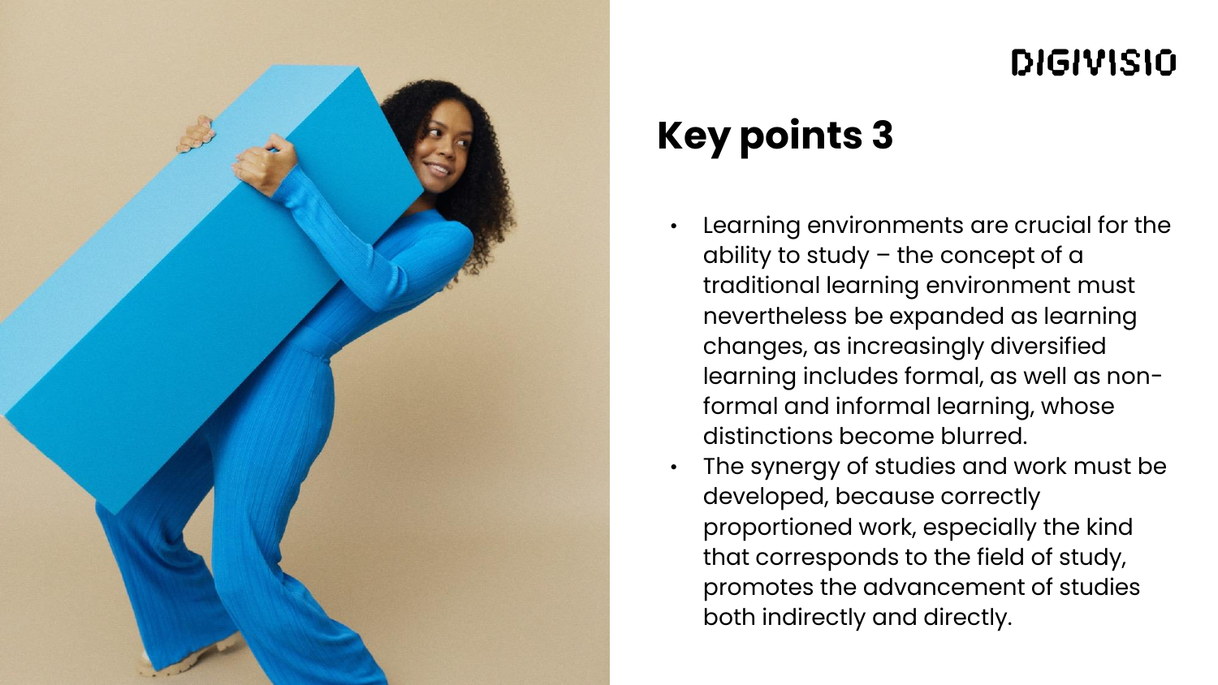DIGIVISIO

# Key points 3

- Learning environments are crucial for the ability to study – the concept of a traditional learning environment must nevertheless be expanded as learning changes, as increasingly diversified learning includes formal, as well as non-formal and informal learning, whose distinctions become blurred.
- The synergy of studies and work must be developed, because correctly proportioned work, especially the kind that corresponds to the field of study, promotes the advancement of studies both indirectly and directly.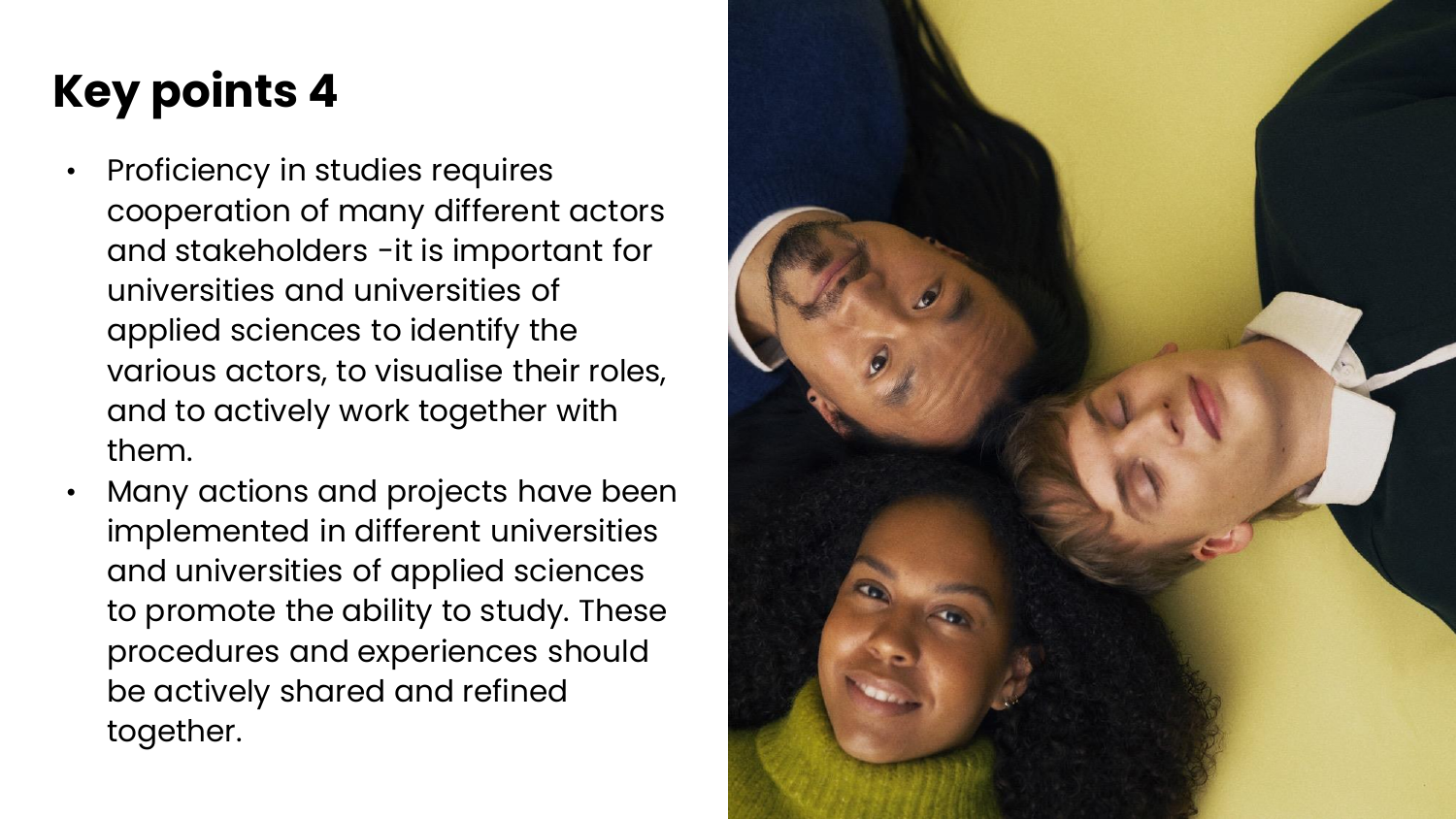# Key points 4

- Proficiency in studies requires cooperation of many different actors and stakeholders -it is important for universities and universities of applied sciences to identify the various actors, to visualise their roles, and to actively work together with them.
- Many actions and projects have been implemented in different universities and universities of applied sciences to promote the ability to study. These procedures and experiences should be actively shared and refined together.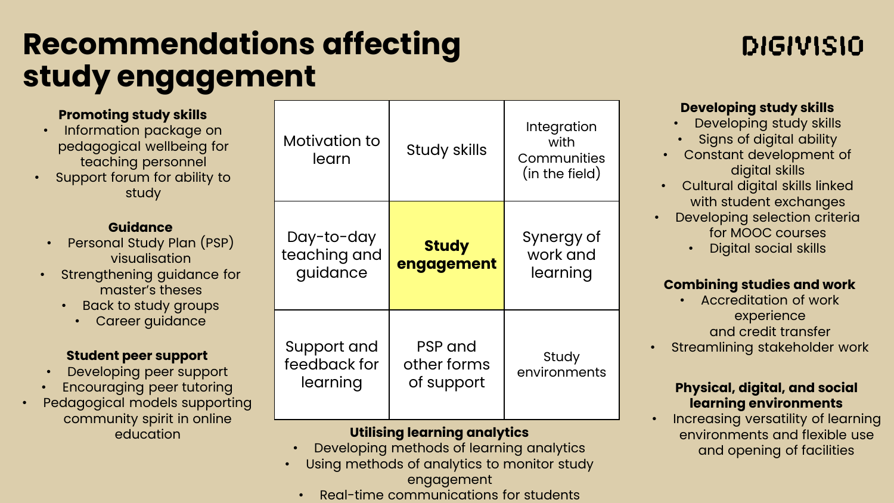# Recommendations affecting study engagement

DIGIVISIO

**Promoting study skills**

- Information package on pedagogical wellbeing for teaching personnel
- Support forum for ability to study

**Guidance**

- Personal Study Plan (PSP) visualisation
- Strengthening guidance for master's theses
- Back to study groups
- Career guidance

**Student peer support**

- Developing peer support
- Encouraging peer tutoring
- Pedagogical models supporting community spirit in online education

| | | |
|---|---|---|
| Motivation to learn | Study skills | Integration with Communities (in the field) |
| Day-to-day teaching and guidance | **Study engagement** | Synergy of work and learning |
| Support and feedback for learning | PSP and other forms of support | Study environments |

**Utilising learning analytics**

- Developing methods of learning analytics
- Using methods of analytics to monitor study engagement
- Real-time communications for students

**Developing study skills**

- Developing study skills
- Signs of digital ability
- Constant development of digital skills
- Cultural digital skills linked with student exchanges
- Developing selection criteria for MOOC courses
- Digital social skills

**Combining studies and work**

- Accreditation of work experience and credit transfer
- Streamlining stakeholder work

**Physical, digital, and social learning environments**

- Increasing versatility of learning environments and flexible use and opening of facilities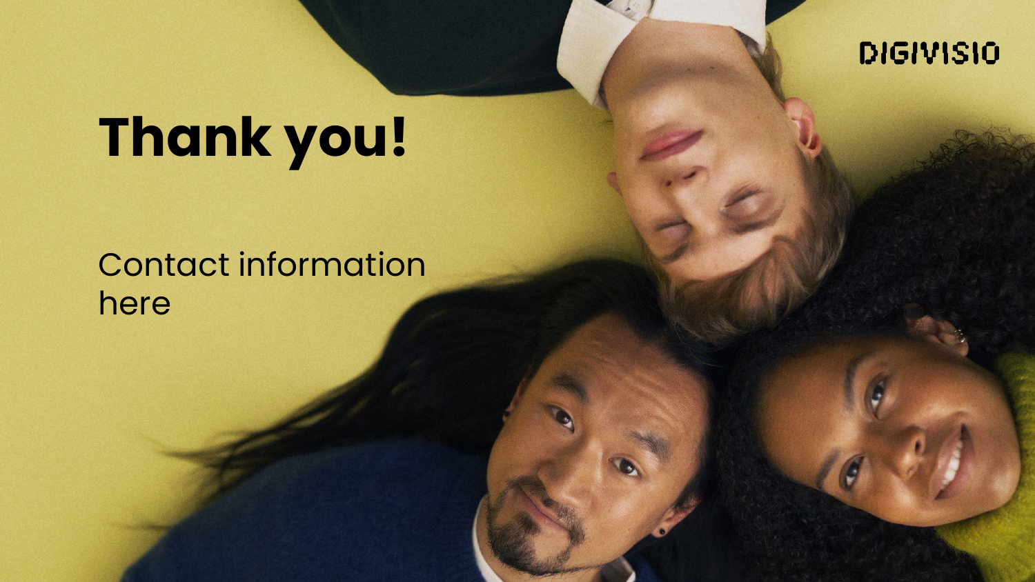DIGIVISIO

# Thank you!

Contact information here